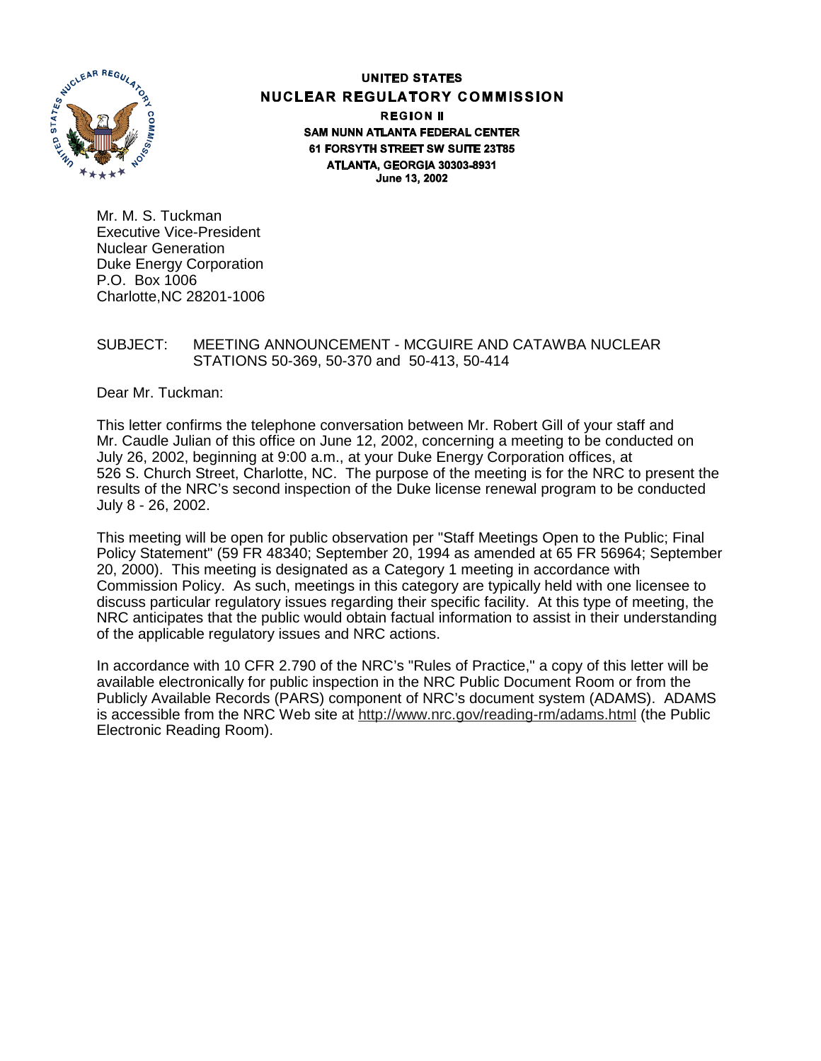**UNITED STATES**
**NUCLEAR REGULATORY COMMISSION**
**REGION II**
**SAM NUNN ATLANTA FEDERAL CENTER**
**61 FORSYTH STREET SW SUITE 23T85**
**ATLANTA, GEORGIA 30303-8931**
**June 13, 2002**

Mr. M. S. Tuckman
Executive Vice-President
Nuclear Generation
Duke Energy Corporation
P.O. Box 1006
Charlotte,NC 28201-1006

SUBJECT: MEETING ANNOUNCEMENT - MCGUIRE AND CATAWBA NUCLEAR STATIONS 50-369, 50-370 and 50-413, 50-414

Dear Mr. Tuckman:

This letter confirms the telephone conversation between Mr. Robert Gill of your staff and Mr. Caudle Julian of this office on June 12, 2002, concerning a meeting to be conducted on July 26, 2002, beginning at 9:00 a.m., at your Duke Energy Corporation offices, at 526 S. Church Street, Charlotte, NC. The purpose of the meeting is for the NRC to present the results of the NRC's second inspection of the Duke license renewal program to be conducted July 8 - 26, 2002.

This meeting will be open for public observation per "Staff Meetings Open to the Public; Final Policy Statement" (59 FR 48340; September 20, 1994 as amended at 65 FR 56964; September 20, 2000). This meeting is designated as a Category 1 meeting in accordance with Commission Policy. As such, meetings in this category are typically held with one licensee to discuss particular regulatory issues regarding their specific facility. At this type of meeting, the NRC anticipates that the public would obtain factual information to assist in their understanding of the applicable regulatory issues and NRC actions.

In accordance with 10 CFR 2.790 of the NRC's "Rules of Practice," a copy of this letter will be available electronically for public inspection in the NRC Public Document Room or from the Publicly Available Records (PARS) component of NRC's document system (ADAMS). ADAMS is accessible from the NRC Web site at http://www.nrc.gov/reading-rm/adams.html (the Public Electronic Reading Room).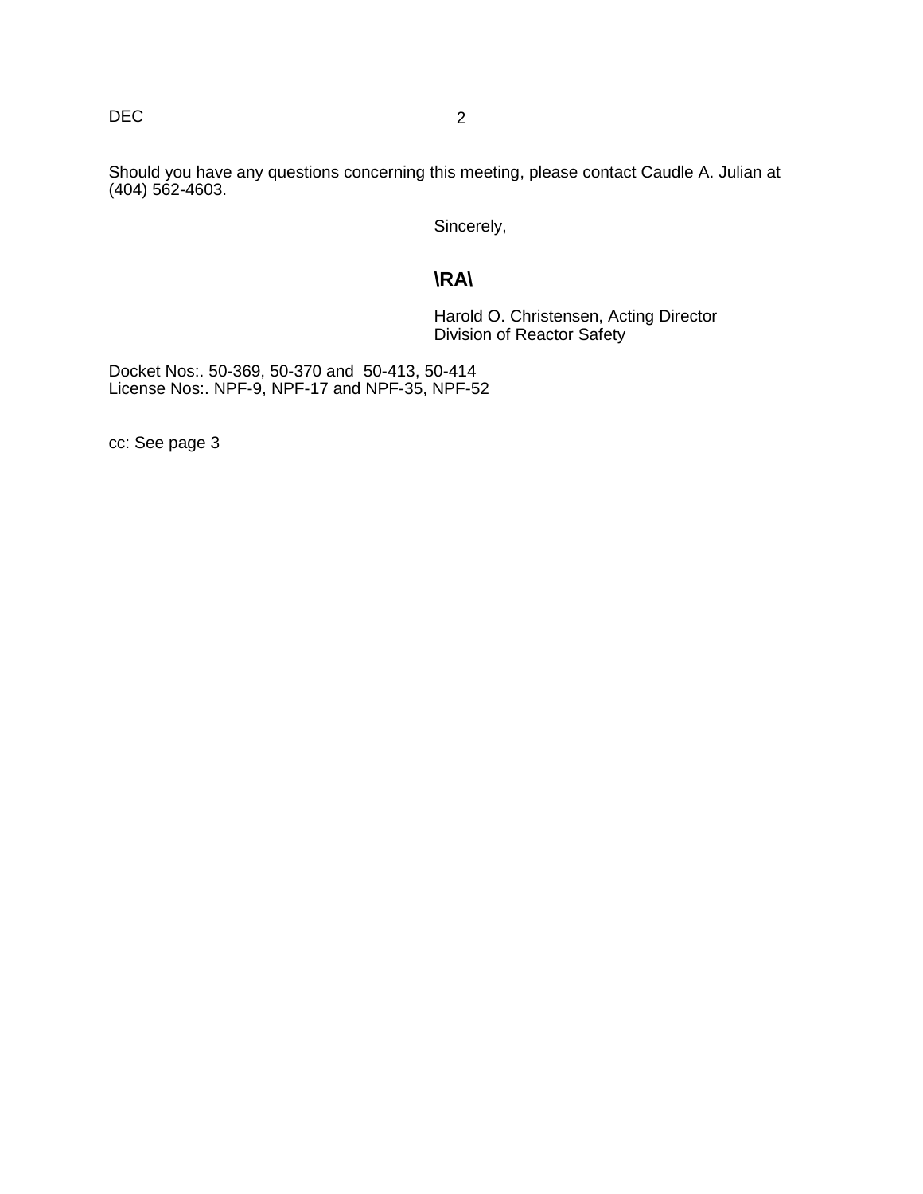Should you have any questions concerning this meeting, please contact Caudle A. Julian at (404) 562-4603.

Sincerely,

**\RA\**

Harold O. Christensen, Acting Director
Division of Reactor Safety

Docket Nos:. 50-369, 50-370 and 50-413, 50-414
License Nos:. NPF-9, NPF-17 and NPF-35, NPF-52

cc: See page 3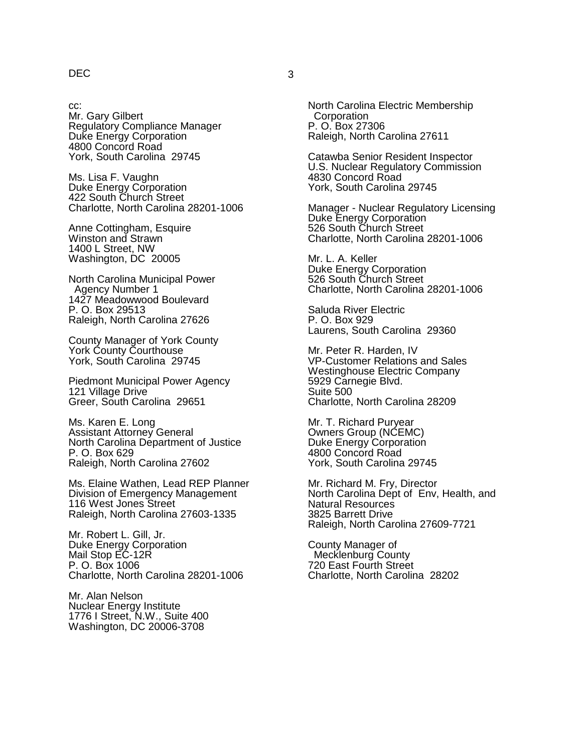cc:

Mr. Gary Gilbert
Regulatory Compliance Manager
Duke Energy Corporation
4800 Concord Road
York, South Carolina 29745

Ms. Lisa F. Vaughn
Duke Energy Corporation
422 South Church Street
Charlotte, North Carolina 28201-1006

Anne Cottingham, Esquire
Winston and Strawn
1400 L Street, NW
Washington, DC 20005

North Carolina Municipal Power
Agency Number 1
1427 Meadowwood Boulevard
P. O. Box 29513
Raleigh, North Carolina 27626

County Manager of York County
York County Courthouse
York, South Carolina 29745

Piedmont Municipal Power Agency
121 Village Drive
Greer, South Carolina 29651

Ms. Karen E. Long
Assistant Attorney General
North Carolina Department of Justice
P. O. Box 629
Raleigh, North Carolina 27602

Ms. Elaine Wathen, Lead REP Planner
Division of Emergency Management
116 West Jones Street
Raleigh, North Carolina 27603-1335

Mr. Robert L. Gill, Jr.
Duke Energy Corporation
Mail Stop EC-12R
P. O. Box 1006
Charlotte, North Carolina 28201-1006

Mr. Alan Nelson
Nuclear Energy Institute
1776 I Street, N.W., Suite 400
Washington, DC 20006-3708

North Carolina Electric Membership
Corporation
P. O. Box 27306
Raleigh, North Carolina 27611

Catawba Senior Resident Inspector
U.S. Nuclear Regulatory Commission
4830 Concord Road
York, South Carolina 29745

Manager - Nuclear Regulatory Licensing
Duke Energy Corporation
526 South Church Street
Charlotte, North Carolina 28201-1006

Mr. L. A. Keller
Duke Energy Corporation
526 South Church Street
Charlotte, North Carolina 28201-1006

Saluda River Electric
P. O. Box 929
Laurens, South Carolina 29360

Mr. Peter R. Harden, IV
VP-Customer Relations and Sales
Westinghouse Electric Company
5929 Carnegie Blvd.
Suite 500
Charlotte, North Carolina 28209

Mr. T. Richard Puryear
Owners Group (NCEMC)
Duke Energy Corporation
4800 Concord Road
York, South Carolina 29745

Mr. Richard M. Fry, Director
North Carolina Dept of Env, Health, and
Natural Resources
3825 Barrett Drive
Raleigh, North Carolina 27609-7721

County Manager of
Mecklenburg County
720 East Fourth Street
Charlotte, North Carolina 28202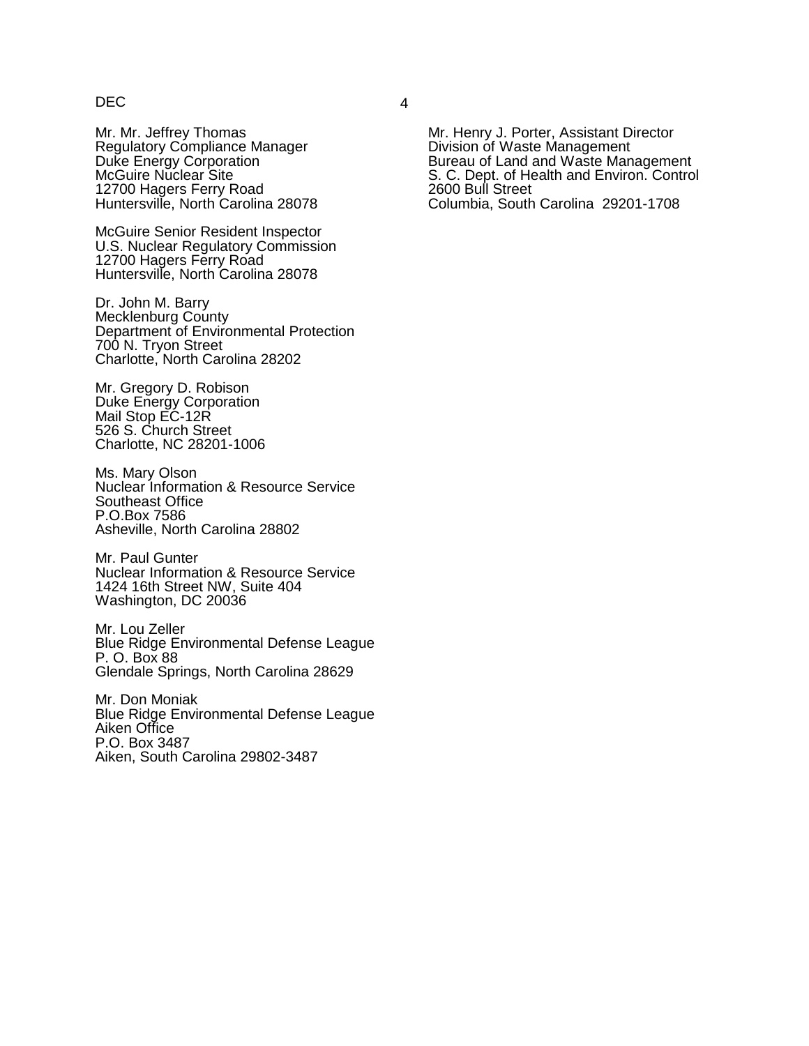Mr. Mr. Jeffrey Thomas
Regulatory Compliance Manager
Duke Energy Corporation
McGuire Nuclear Site
12700 Hagers Ferry Road
Huntersville, North Carolina 28078

McGuire Senior Resident Inspector
U.S. Nuclear Regulatory Commission
12700 Hagers Ferry Road
Huntersville, North Carolina 28078

Dr. John M. Barry
Mecklenburg County
Department of Environmental Protection
700 N. Tryon Street
Charlotte, North Carolina 28202

Mr. Gregory D. Robison
Duke Energy Corporation
Mail Stop EC-12R
526 S. Church Street
Charlotte, NC 28201-1006

Ms. Mary Olson
Nuclear Information & Resource Service
Southeast Office
P.O.Box 7586
Asheville, North Carolina 28802

Mr. Paul Gunter
Nuclear Information & Resource Service
1424 16th Street NW, Suite 404
Washington, DC 20036

Mr. Lou Zeller
Blue Ridge Environmental Defense League
P. O. Box 88
Glendale Springs, North Carolina 28629

Mr. Don Moniak
Blue Ridge Environmental Defense League
Aiken Office
P.O. Box 3487
Aiken, South Carolina 29802-3487

Mr. Henry J. Porter, Assistant Director
Division of Waste Management
Bureau of Land and Waste Management
S. C. Dept. of Health and Environ. Control
2600 Bull Street
Columbia, South Carolina 29201-1708